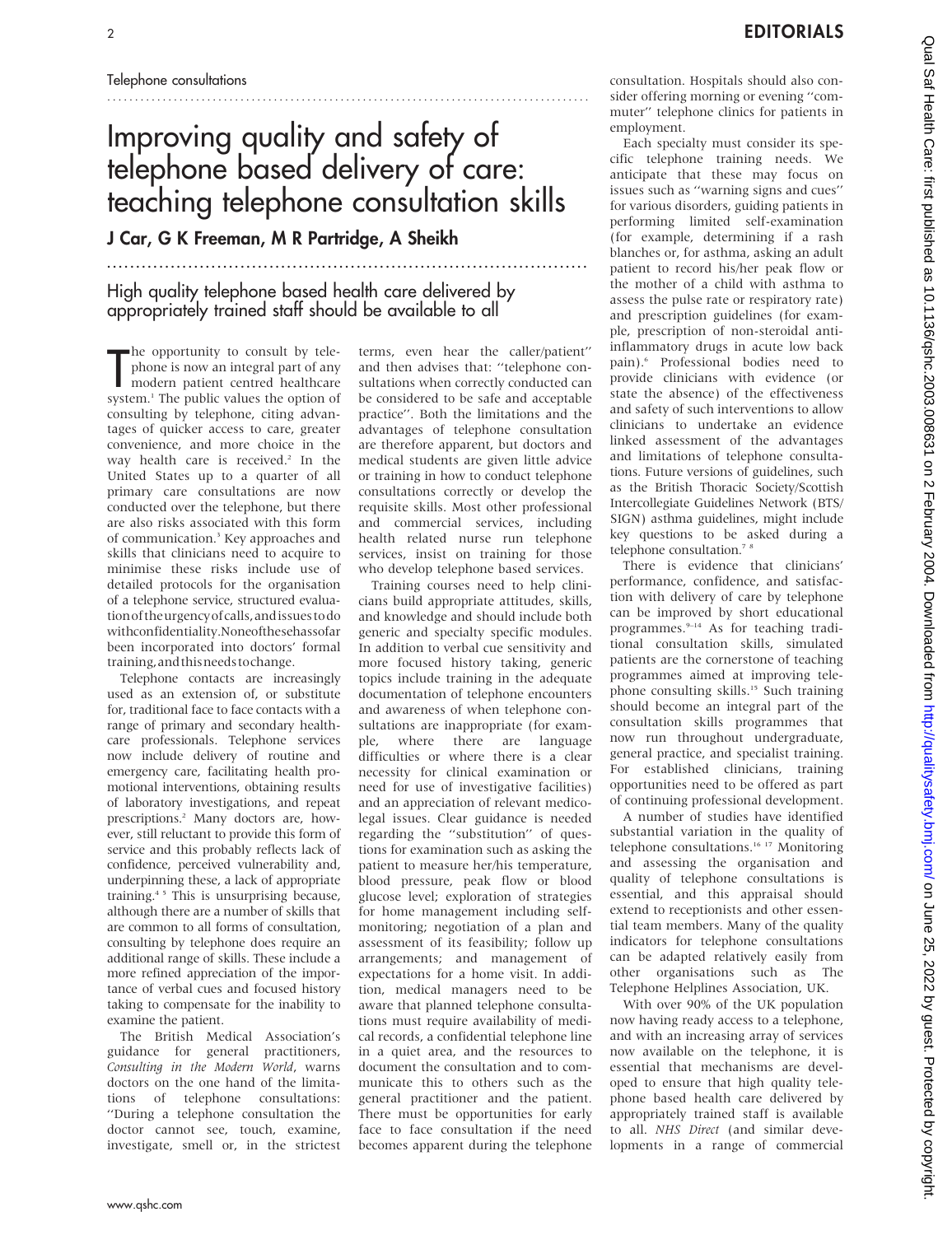Telephone consultations

# Improving quality and safety of telephone based delivery of care: teaching telephone consultation skills

## J Car, G K Freeman, M R Partridge, A Sheikh

### High quality telephone based health care delivered by appropriately trained staff should be available to all

The opportunity to consult by telephone is now an integral part of any modern patient centred healthcare system.[1] The public values the option of consulting by telephone, citing advantages of quicker access to care, greater convenience, and more choice in the way health care is received.[2] In the United States up to a quarter of all primary care consultations are now conducted over the telephone, but there are also risks associated with this form of communication.[3] Key approaches and skills that clinicians need to acquire to minimise these risks include use of detailed protocols for the organisation of a telephone service, structured evaluation of the urgency of calls, and issues to do with confidentiality. None of these has so far been incorporated into doctors' formal training, and this needs to change.

Telephone contacts are increasingly used as an extension of, or substitute for, traditional face to face contacts with a range of primary and secondary healthcare professionals. Telephone services now include delivery of routine and emergency care, facilitating health promotional interventions, obtaining results of laboratory investigations, and repeat prescriptions.[2] Many doctors are, however, still reluctant to provide this form of service and this probably reflects lack of confidence, perceived vulnerability and, underpinning these, a lack of appropriate training.[4 5] This is unsurprising because, although there are a number of skills that are common to all forms of consultation, consulting by telephone does require an additional range of skills. These include a more refined appreciation of the importance of verbal cues and focused history taking to compensate for the inability to examine the patient.

The British Medical Association's guidance for general practitioners, *Consulting in the Modern World*, warns doctors on the one hand of the limitations of telephone consultations: "During a telephone consultation the doctor cannot see, touch, examine, investigate, smell or, in the strictest terms, even hear the caller/patient" and then advises that: "telephone consultations when correctly conducted can be considered to be safe and acceptable practice". Both the limitations and the advantages of telephone consultation are therefore apparent, but doctors and medical students are given little advice or training in how to conduct telephone consultations correctly or develop the requisite skills. Most other professional and commercial services, including health related nurse run telephone services, insist on training for those who develop telephone based services.

Training courses need to help clinicians build appropriate attitudes, skills, and knowledge and should include both generic and specialty specific modules. In addition to verbal cue sensitivity and more focused history taking, generic topics include training in the adequate documentation of telephone encounters and awareness of when telephone consultations are inappropriate (for example, where there are language difficulties or where there is a clear necessity for clinical examination or need for use of investigative facilities) and an appreciation of relevant medicolegal issues. Clear guidance is needed regarding the "substitution" of questions for examination such as asking the patient to measure her/his temperature, blood pressure, peak flow or blood glucose level; exploration of strategies for home management including self-monitoring; negotiation of a plan and assessment of its feasibility; follow up arrangements; and management of expectations for a home visit. In addition, medical managers need to be aware that planned telephone consultations must require availability of medical records, a confidential telephone line in a quiet area, and the resources to document the consultation and to communicate this to others such as the general practitioner and the patient. There must be opportunities for early face to face consultation if the need becomes apparent during the telephone consultation. Hospitals should also consider offering morning or evening "commuter" telephone clinics for patients in employment.

Each specialty must consider its specific telephone training needs. We anticipate that these may focus on issues such as "warning signs and cues" for various disorders, guiding patients in performing limited self-examination (for example, determining if a rash blanches or, for asthma, asking an adult patient to record his/her peak flow or the mother of a child with asthma to assess the pulse rate or respiratory rate) and prescription guidelines (for example, prescription of non-steroidal anti-inflammatory drugs in acute low back pain).[6] Professional bodies need to provide clinicians with evidence (or state the absence) of the effectiveness and safety of such interventions to allow clinicians to undertake an evidence linked assessment of the advantages and limitations of telephone consultations. Future versions of guidelines, such as the British Thoracic Society/Scottish Intercollegiate Guidelines Network (BTS/SIGN) asthma guidelines, might include key questions to be asked during a telephone consultation.[7 8]

There is evidence that clinicians' performance, confidence, and satisfaction with delivery of care by telephone can be improved by short educational programmes.[9–14] As for teaching traditional consultation skills, simulated patients are the cornerstone of teaching programmes aimed at improving telephone consulting skills.[15] Such training should become an integral part of the consultation skills programmes that now run throughout undergraduate, general practice, and specialist training. For established clinicians, training opportunities need to be offered as part of continuing professional development.

A number of studies have identified substantial variation in the quality of telephone consultations.[16 17] Monitoring and assessing the organisation and quality of telephone consultations is essential, and this appraisal should extend to receptionists and other essential team members. Many of the quality indicators for telephone consultations can be adapted relatively easily from other organisations such as The Telephone Helplines Association, UK.

With over 90% of the UK population now having ready access to a telephone, and with an increasing array of services now available on the telephone, it is essential that mechanisms are developed to ensure that high quality telephone based health care delivered by appropriately trained staff is available to all. *NHS Direct* (and similar developments in a range of commercial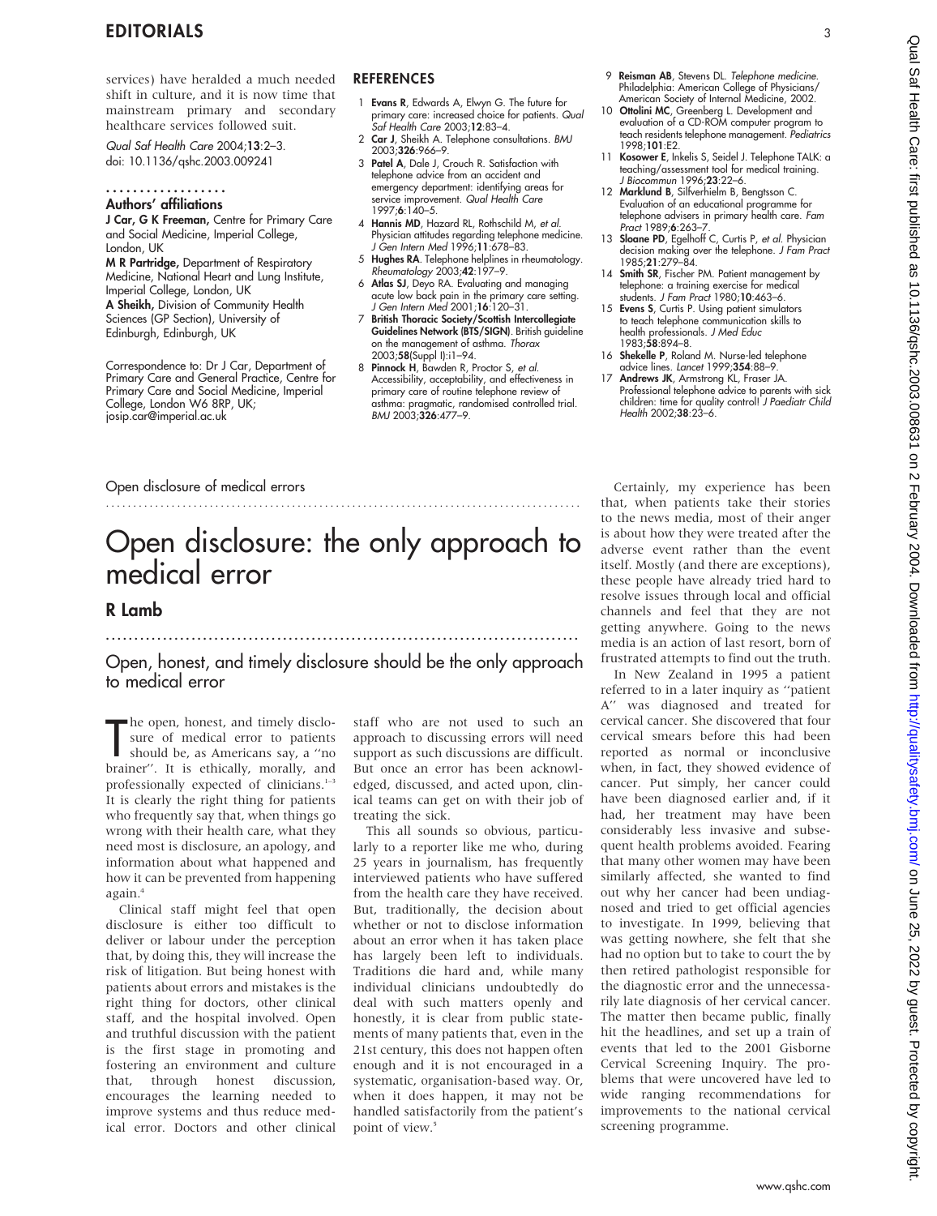services) have heralded a much needed shift in culture, and it is now time that mainstream primary and secondary healthcare services followed suit.

*Qual Saf Health Care* 2004;**13**:2–3. doi: 10.1136/qshc.2003.009241

### Authors' affiliations

**J Car, G K Freeman,** Centre for Primary Care and Social Medicine, Imperial College, London, UK
**M R Partridge,** Department of Respiratory Medicine, National Heart and Lung Institute, Imperial College, London, UK
**A Sheikh,** Division of Community Health Sciences (GP Section), University of Edinburgh, Edinburgh, UK

Correspondence to: Dr J Car, Department of Primary Care and General Practice, Centre for Primary Care and Social Medicine, Imperial College, London W6 8RP, UK; josip.car@imperial.ac.uk

## REFERENCES

1. **Evans R**, Edwards A, Elwyn G. The future for primary care: increased choice for patients. *Qual Saf Health Care* 2003;**12**:83–4.
2. **Car J**, Sheikh A. Telephone consultations. *BMJ* 2003;**326**:966–9.
3. **Patel A**, Dale J, Crouch R. Satisfaction with telephone advice from an accident and emergency department: identifying areas for service improvement. *Qual Health Care* 1997;**6**:140–5.
4. **Hannis MD**, Hazard RL, Rothschild M, *et al*. Physician attitudes regarding telephone medicine. *J Gen Intern Med* 1996;**11**:678–83.
5. **Hughes RA**. Telephone helplines in rheumatology. *Rheumatology* 2003;**42**:197–9.
6. **Atlas SJ**, Deyo RA. Evaluating and managing acute low back pain in the primary care setting. *J Gen Intern Med* 2001;**16**:120–31.
7. **British Thoracic Society/Scottish Intercollegiate Guidelines Network (BTS/SIGN)**. British guideline on the management of asthma. *Thorax* 2003;**58**(Suppl I):i1–94.
8. **Pinnock H**, Bawden R, Proctor S, *et al*. Accessibility, acceptability, and effectiveness in primary care of routine telephone review of asthma: pragmatic, randomised controlled trial. *BMJ* 2003;**326**:477–9.
9. **Reisman AB**, Stevens DL. *Telephone medicine*. Philadelphia: American College of Physicians/American Society of Internal Medicine, 2002.
10. **Ottolini MC**, Greenberg L. Development and evaluation of a CD-ROM computer program to teach residents telephone management. *Pediatrics* 1998;**101**:E2.
11. **Kosower E**, Inkelis S, Seidel J. Telephone TALK: a teaching/assessment tool for medical training. *J Biocommun* 1996;**23**:22–6.
12. **Marklund B**, Silfverhielm B, Bengtsson C. Evaluation of an educational programme for telephone advisers in primary health care. *Fam Pract* 1989;**6**:263–7.
13. **Sloane PD**, Egelhoff C, Curtis P, *et al*. Physician decision making over the telephone. *J Fam Pract* 1985;**21**:279–84.
14. **Smith SR**, Fischer PM. Patient management by telephone: a training exercise for medical students. *J Fam Pract* 1980;**10**:463–6.
15. **Evens S**, Curtis P. Using patient simulators to teach telephone communication skills to health professionals. *J Med Educ* 1983;**58**:894–8.
16. **Shekelle P**, Roland M. Nurse-led telephone advice lines. *Lancet* 1999;**354**:88–9.
17. **Andrews JK**, Armstrong KL, Fraser JA. Professional telephone advice to parents with sick children: time for quality control! *J Paediatr Child Health* 2002;**38**:23–6.

Open disclosure of medical errors

# Open disclosure: the only approach to medical error

## R Lamb

### Open, honest, and timely disclosure should be the only approach to medical error

The open, honest, and timely disclosure of medical error to patients should be, as Americans say, a "no brainer". It is ethically, morally, and professionally expected of clinicians.[1–3] It is clearly the right thing for patients who frequently say that, when things go wrong with their health care, what they need most is disclosure, an apology, and information about what happened and how it can be prevented from happening again.[4]

Clinical staff might feel that open disclosure is either too difficult to deliver or labour under the perception that, by doing this, they will increase the risk of litigation. But being honest with patients about errors and mistakes is the right thing for doctors, other clinical staff, and the hospital involved. Open and truthful discussion with the patient is the first stage in promoting and fostering an environment and culture that, through honest discussion, encourages the learning needed to improve systems and thus reduce medical error. Doctors and other clinical staff who are not used to such an approach to discussing errors will need support as such discussions are difficult. But once an error has been acknowledged, discussed, and acted upon, clinical teams can get on with their job of treating the sick.

This all sounds so obvious, particularly to a reporter like me who, during 25 years in journalism, has frequently interviewed patients who have suffered from the health care they have received. But, traditionally, the decision about whether or not to disclose information about an error when it has taken place has largely been left to individuals. Traditions die hard and, while many individual clinicians undoubtedly do deal with such matters openly and honestly, it is clear from public statements of many patients that, even in the 21st century, this does not happen often enough and it is not encouraged in a systematic, organisation-based way. Or, when it does happen, it may not be handled satisfactorily from the patient's point of view.[5]

Certainly, my experience has been that, when patients take their stories to the news media, most of their anger is about how they were treated after the adverse event rather than the event itself. Mostly (and there are exceptions), these people have already tried hard to resolve issues through local and official channels and feel that they are not getting anywhere. Going to the news media is an action of last resort, born of frustrated attempts to find out the truth.

In New Zealand in 1995 a patient referred to in a later inquiry as "patient A" was diagnosed and treated for cervical cancer. She discovered that four cervical smears before this had been reported as normal or inconclusive when, in fact, they showed evidence of cancer. Put simply, her cancer could have been diagnosed earlier and, if it had, her treatment may have been considerably less invasive and subsequent health problems avoided. Fearing that many other women may have been similarly affected, she wanted to find out why her cancer had been undiagnosed and tried to get official agencies to investigate. In 1999, believing that was getting nowhere, she felt that she had no option but to take to court the by then retired pathologist responsible for the diagnostic error and the unnecessarily late diagnosis of her cervical cancer. The matter then became public, finally hit the headlines, and set up a train of events that led to the 2001 Gisborne Cervical Screening Inquiry. The problems that were uncovered have led to wide ranging recommendations for improvements to the national cervical screening programme.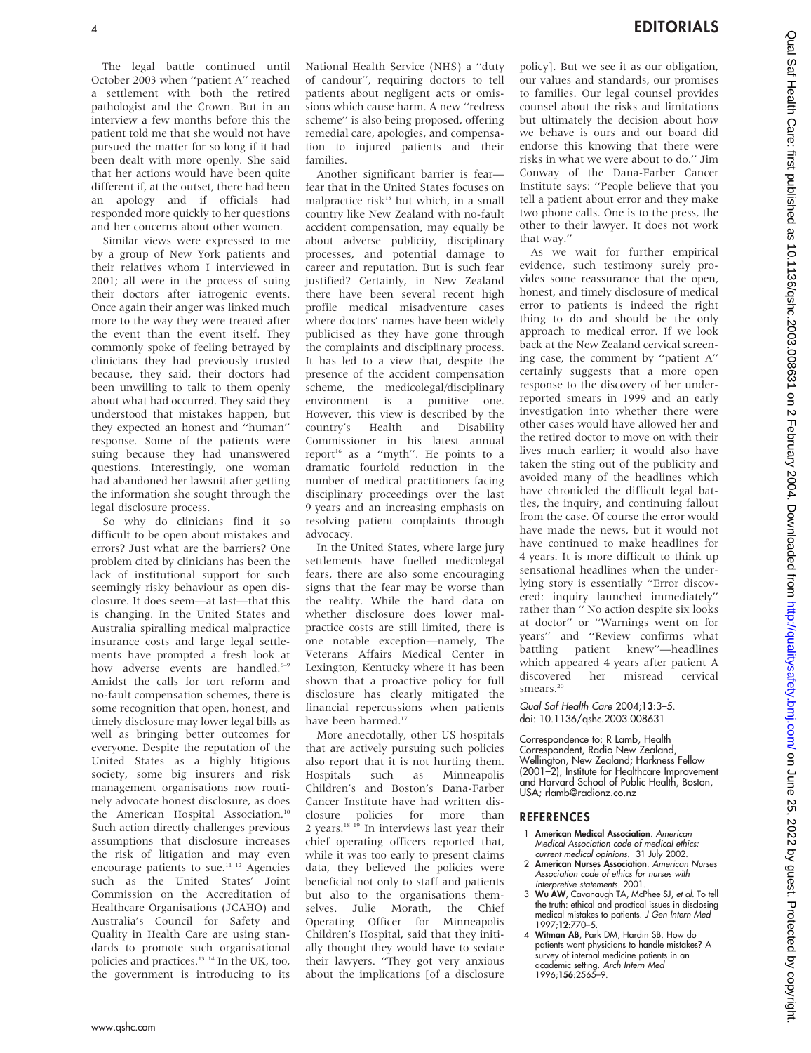The legal battle continued until October 2003 when "patient A" reached a settlement with both the retired pathologist and the Crown. But in an interview a few months before this the patient told me that she would not have pursued the matter for so long if it had been dealt with more openly. She said that her actions would have been quite different if, at the outset, there had been an apology and if officials had responded more quickly to her questions and her concerns about other women.

Similar views were expressed to me by a group of New York patients and their relatives whom I interviewed in 2001; all were in the process of suing their doctors after iatrogenic events. Once again their anger was linked much more to the way they were treated after the event than the event itself. They commonly spoke of feeling betrayed by clinicians they had previously trusted because, they said, their doctors had been unwilling to talk to them openly about what had occurred. They said they understood that mistakes happen, but they expected an honest and "human" response. Some of the patients were suing because they had unanswered questions. Interestingly, one woman had abandoned her lawsuit after getting the information she sought through the legal disclosure process.

So why do clinicians find it so difficult to be open about mistakes and errors? Just what are the barriers? One problem cited by clinicians has been the lack of institutional support for such seemingly risky behaviour as open disclosure. It does seem—at last—that this is changing. In the United States and Australia spiralling medical malpractice insurance costs and large legal settlements have prompted a fresh look at how adverse events are handled.[6–9] Amidst the calls for tort reform and no-fault compensation schemes, there is some recognition that open, honest, and timely disclosure may lower legal bills as well as bringing better outcomes for everyone. Despite the reputation of the United States as a highly litigious society, some big insurers and risk management organisations now routinely advocate honest disclosure, as does the American Hospital Association.[10] Such action directly challenges previous assumptions that disclosure increases the risk of litigation and may even encourage patients to sue.[11 12] Agencies such as the United States' Joint Commission on the Accreditation of Healthcare Organisations (JCAHO) and Australia's Council for Safety and Quality in Health Care are using standards to promote such organisational policies and practices.[13 14] In the UK, too, the government is introducing to its National Health Service (NHS) a "duty of candour", requiring doctors to tell patients about negligent acts or omissions which cause harm. A new "redress scheme" is also being proposed, offering remedial care, apologies, and compensation to injured patients and their families.

Another significant barrier is fear—fear that in the United States focuses on malpractice risk[15] but which, in a small country like New Zealand with no-fault accident compensation, may equally be about adverse publicity, disciplinary processes, and potential damage to career and reputation. But is such fear justified? Certainly, in New Zealand there have been several recent high profile medical misadventure cases where doctors' names have been widely publicised as they have gone through the complaints and disciplinary process. It has led to a view that, despite the presence of the accident compensation scheme, the medicolegal/disciplinary environment is a punitive one. However, this view is described by the country's Health and Disability Commissioner in his latest annual report[16] as a "myth". He points to a dramatic fourfold reduction in the number of medical practitioners facing disciplinary proceedings over the last 9 years and an increasing emphasis on resolving patient complaints through advocacy.

In the United States, where large jury settlements have fuelled medicolegal fears, there are also some encouraging signs that the fear may be worse than the reality. While the hard data on whether disclosure does lower malpractice costs are still limited, there is one notable exception—namely, The Veterans Affairs Medical Center in Lexington, Kentucky where it has been shown that a proactive policy for full disclosure has clearly mitigated the financial repercussions when patients have been harmed.[17]

More anecdotally, other US hospitals that are actively pursuing such policies also report that it is not hurting them. Hospitals such as Minneapolis Children's and Boston's Dana-Farber Cancer Institute have had written disclosure policies for more than 2 years.[18 19] In interviews last year their chief operating officers reported that, while it was too early to present claims data, they believed the policies were beneficial not only to staff and patients but also to the organisations themselves. Julie Morath, the Chief Operating Officer for Minneapolis Children's Hospital, said that they initially thought they would have to sedate their lawyers. "They got very anxious about the implications [of a disclosure policy]. But we see it as our obligation, our values and standards, our promises to families. Our legal counsel provides counsel about the risks and limitations but ultimately the decision about how we behave is ours and our board did endorse this knowing that there were risks in what we were about to do." Jim Conway of the Dana-Farber Cancer Institute says: "People believe that you tell a patient about error and they make two phone calls. One is to the press, the other to their lawyer. It does not work that way."

As we wait for further empirical evidence, such testimony surely provides some reassurance that the open, honest, and timely disclosure of medical error to patients is indeed the right thing to do and should be the only approach to medical error. If we look back at the New Zealand cervical screening case, the comment by "patient A" certainly suggests that a more open response to the discovery of her underreported smears in 1999 and an early investigation into whether there were other cases would have allowed her and the retired doctor to move on with their lives much earlier; it would also have taken the sting out of the publicity and avoided many of the headlines which have chronicled the difficult legal battles, the inquiry, and continuing fallout from the case. Of course the error would have made the news, but it would not have continued to make headlines for 4 years. It is more difficult to think up sensational headlines when the underlying story is essentially "Error discovered: inquiry launched immediately" rather than " No action despite six looks at doctor" or "Warnings went on for years" and "Review confirms what battling patient knew"—headlines which appeared 4 years after patient A discovered her misread cervical smears.[20]

*Qual Saf Health Care* 2004;**13**:3–5.
doi: 10.1136/qshc.2003.008631

Correspondence to: R Lamb, Health Correspondent, Radio New Zealand, Wellington, New Zealand; Harkness Fellow (2001–2), Institute for Healthcare Improvement and Harvard School of Public Health, Boston, USA; rlamb@radionz.co.nz

## REFERENCES

1. **American Medical Association**. *American Medical Association code of medical ethics: current medical opinions*. 31 July 2002.
2. **American Nurses Association**. *American Nurses Association code of ethics for nurses with interpretive statements*. 2001.
3. **Wu AW**, Cavanaugh TA, McPhee SJ, *et al*. To tell the truth: ethical and practical issues in disclosing medical mistakes to patients. *J Gen Intern Med* 1997;**12**:770–5.
4. **Witman AB**, Park DM, Hardin SB. How do patients want physicians to handle mistakes? A survey of internal medicine patients in an academic setting. *Arch Intern Med* 1996;**156**:2565–9.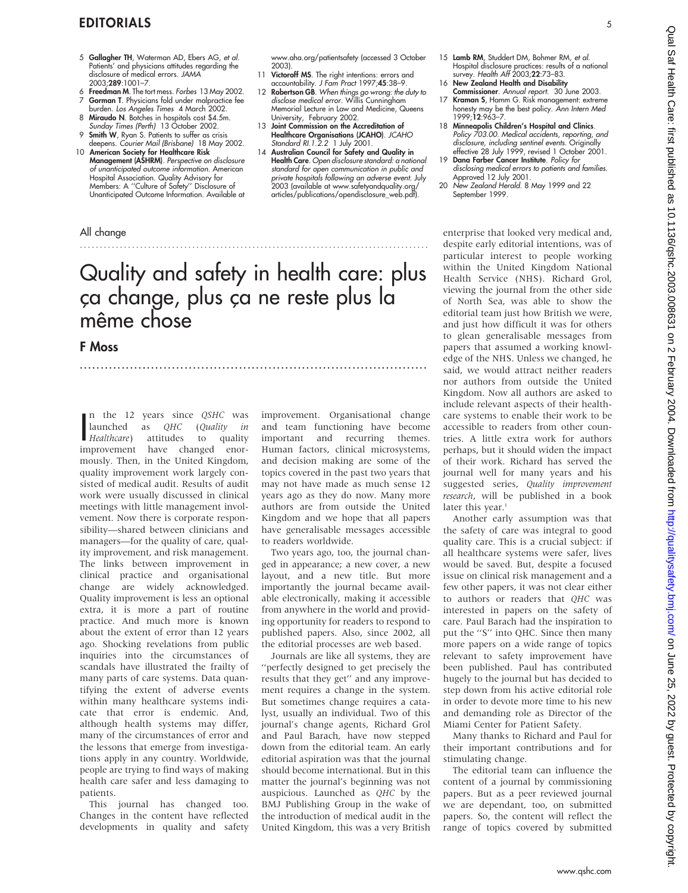5 **Gallagher TH**, Waterman AD, Ebers AG, *et al.* Patients' and physicians attitudes regarding the disclosure of medical errors. *JAMA* 2003;**289**:1001–7.
6 **Freedman M**. The tort mess. *Forbes* 13 May 2002.
7 **Gorman T**. Physicians fold under malpractice fee burden. *Los Angeles Times* 4 March 2002.
8 **Miraudo N**. Botches in hospitals cost $4.5m. *Sunday Times (Perth)* 13 October 2002.
9 **Smith W**, Ryan S. Patients to suffer as crisis deepens. *Courier Mail (Brisbane)* 18 May 2002.
10 **American Society for Healthcare Risk Management (ASHRM)**. *Perspective on disclosure of unanticipated outcome information*. American Hospital Association. Quality Advisory for Members: A ''Culture of Safety'' Disclosure of Unanticipated Outcome Information. Available at www.aha.org/patientsafety (accessed 3 October 2003).
11 **Victoroff MS**. The right intentions: errors and accountability. *J Fam Pract* 1997;**45**:38–9.
12 **Robertson GB**. *When things go wrong: the duty to disclose medical error*. Willis Cunningham Memorial Lecture in Law and Medicine, Queens University, February 2002.
13 **Joint Commission on the Accreditation of Healthcare Organisations (JCAHO)**. *JCAHO Standard RI.1.2.2* 1 July 2001.
14 **Australian Council for Safety and Quality in Health Care**. *Open disclosure standard: a national standard for open communication in public and private hospitals following an adverse event*. July 2003 (available at www.safetyandquality.org/articles/publications/opendisclosure_web.pdf).
15 **Lamb RM**, Studdert DM, Bohmer RM, *et al.* Hospital disclosure practices: results of a national survey. *Health Aff* 2003;**22**:73–83.
16 **New Zealand Health and Disability Commissioner**. *Annual report*. 30 June 2003.
17 **Kraman S**, Hamm G. Risk management: extreme honesty may be the best policy. *Ann Intern Med* 1999;**12**:963–7.
18 **Minneapolis Children's Hospital and Clinics**. *Policy 703.00. Medical accidents, reporting, and disclosure, including sentinel events*. Originally effective 28 July 1999, revised 1 October 2001.
19 **Dana Farber Cancer Institute**. *Policy for disclosing medical errors to patients and families*. Approved 12 July 2001.
20 *New Zealand Herald*. 8 May 1999 and 22 September 1999.

All change

# Quality and safety in health care: plus ça change, plus ça ne reste plus la même chose

## F Moss

In the 12 years since *QSHC* was launched as *QHC* (*Quality in Healthcare*) attitudes to quality improvement have changed enormously. Then, in the United Kingdom, quality improvement work largely consisted of medical audit. Results of audit work were usually discussed in clinical meetings with little management involvement. Now there is corporate responsibility—shared between clinicians and managers—for the quality of care, quality improvement, and risk management. The links between improvement in clinical practice and organisational change are widely acknowledged. Quality improvement is less an optional extra, it is more a part of routine practice. And much more is known about the extent of error than 12 years ago. Shocking revelations from public inquiries into the circumstances of scandals have illustrated the frailty of many parts of care systems. Data quantifying the extent of adverse events within many healthcare systems indicate that error is endemic. And, although health systems may differ, many of the circumstances of error and the lessons that emerge from investigations apply in any country. Worldwide, people are trying to find ways of making health care safer and less damaging to patients.

This journal has changed too. Changes in the content have reflected developments in quality and safety improvement. Organisational change and team functioning have become important and recurring themes. Human factors, clinical microsystems, and decision making are some of the topics covered in the past two years that may not have made as much sense 12 years ago as they do now. Many more authors are from outside the United Kingdom and we hope that all papers have generalisable messages accessible to readers worldwide.

Two years ago, too, the journal changed in appearance; a new cover, a new layout, and a new title. But more importantly the journal became available electronically, making it accessible from anywhere in the world and providing opportunity for readers to respond to published papers. Also, since 2002, all the editorial processes are web based.

Journals are like all systems, they are ''perfectly designed to get precisely the results that they get'' and any improvement requires a change in the system. But sometimes change requires a catalyst, usually an individual. Two of this journal's change agents, Richard Grol and Paul Barach, have now stepped down from the editorial team. An early editorial aspiration was that the journal should become international. But in this matter the journal's beginning was not auspicious. Launched as *QHC* by the BMJ Publishing Group in the wake of the introduction of medical audit in the United Kingdom, this was a very British enterprise that looked very medical and, despite early editorial intentions, was of particular interest to people working within the United Kingdom National Health Service (NHS). Richard Grol, viewing the journal from the other side of North Sea, was able to show the editorial team just how British we were, and just how difficult it was for others to glean generalisable messages from papers that assumed a working knowledge of the NHS. Unless we changed, he said, we would attract neither readers nor authors from outside the United Kingdom. Now all authors are asked to include relevant aspects of their healthcare systems to enable their work to be accessible to readers from other countries. A little extra work for authors perhaps, but it should widen the impact of their work. Richard has served the journal well for many years and his suggested series, *Quality improvement research*, will be published in a book later this year.[1]

Another early assumption was that the safety of care was integral to good quality care. This is a crucial subject: if all healthcare systems were safer, lives would be saved. But, despite a focused issue on clinical risk management and a few other papers, it was not clear either to authors or readers that *QHC* was interested in papers on the safety of care. Paul Barach had the inspiration to put the ''S'' into QHC. Since then many more papers on a wide range of topics relevant to safety improvement have been published. Paul has contributed hugely to the journal but has decided to step down from his active editorial role in order to devote more time to his new and demanding role as Director of the Miami Center for Patient Safety.

Many thanks to Richard and Paul for their important contributions and for stimulating change.

The editorial team can influence the content of a journal by commissioning papers. But as a peer reviewed journal we are dependant, too, on submitted papers. So, the content will reflect the range of topics covered by submitted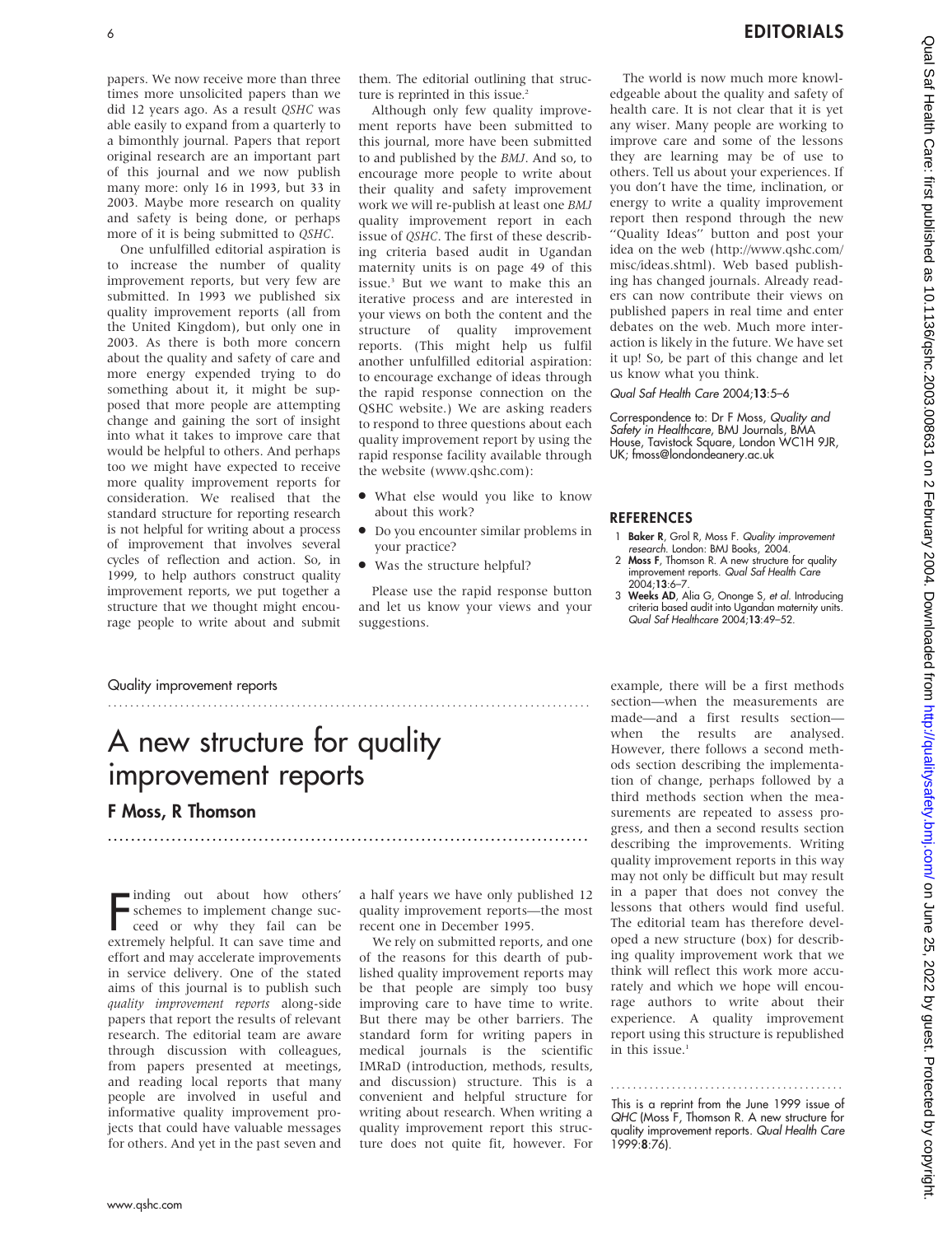papers. We now receive more than three times more unsolicited papers than we did 12 years ago. As a result *QSHC* was able easily to expand from a quarterly to a bimonthly journal. Papers that report original research are an important part of this journal and we now publish many more: only 16 in 1993, but 33 in 2003. Maybe more research on quality and safety is being done, or perhaps more of it is being submitted to *QSHC*.

One unfulfilled editorial aspiration is to increase the number of quality improvement reports, but very few are submitted. In 1993 we published six quality improvement reports (all from the United Kingdom), but only one in 2003. As there is both more concern about the quality and safety of care and more energy expended trying to do something about it, it might be supposed that more people are attempting change and gaining the sort of insight into what it takes to improve care that would be helpful to others. And perhaps too we might have expected to receive more quality improvement reports for consideration. We realised that the standard structure for reporting research is not helpful for writing about a process of improvement that involves several cycles of reflection and action. So, in 1999, to help authors construct quality improvement reports, we put together a structure that we thought might encourage people to write about and submit them. The editorial outlining that structure is reprinted in this issue.[2]

Although only few quality improvement reports have been submitted to this journal, more have been submitted to and published by the *BMJ*. And so, to encourage more people to write about their quality and safety improvement work we will re-publish at least one *BMJ* quality improvement report in each issue of *QSHC*. The first of these describing criteria based audit in Ugandan maternity units is on page 49 of this issue.[3] But we want to make this an iterative process and are interested in your views on both the content and the structure of quality improvement reports. (This might help us fulfil another unfulfilled editorial aspiration: to encourage exchange of ideas through the rapid response connection on the QSHC website.) We are asking readers to respond to three questions about each quality improvement report by using the rapid response facility available through the website (www.qshc.com):

- What else would you like to know about this work?
- Do you encounter similar problems in your practice?
- Was the structure helpful?

Please use the rapid response button and let us know your views and your suggestions.

The world is now much more knowledgeable about the quality and safety of health care. It is not clear that it is yet any wiser. Many people are working to improve care and some of the lessons they are learning may be of use to others. Tell us about your experiences. If you don't have the time, inclination, or energy to write a quality improvement report then respond through the new "Quality Ideas" button and post your idea on the web (http://www.qshc.com/misc/ideas.shtml). Web based publishing has changed journals. Already readers can now contribute their views on published papers in real time and enter debates on the web. Much more interaction is likely in the future. We have set it up! So, be part of this change and let us know what you think.

*Qual Saf Health Care* 2004;**13**:5–6

Correspondence to: Dr F Moss, *Quality and Safety in Healthcare*, BMJ Journals, BMA House, Tavistock Square, London WC1H 9JR, UK; fmoss@londondeanery.ac.uk

## REFERENCES

1. **Baker R**, Grol R, Moss F. *Quality improvement research*. London: BMJ Books, 2004.
2. **Moss F**, Thomson R. A new structure for quality improvement reports. *Qual Saf Health Care* 2004;**13**:6–7.
3. **Weeks AD**, Alia G, Ononge S, *et al*. Introducing criteria based audit into Ugandan maternity units. *Qual Saf Healthcare* 2004;**13**:49–52.

Quality improvement reports

# A new structure for quality improvement reports

## F Moss, R Thomson

Finding out about how others' schemes to implement change succeed or why they fail can be extremely helpful. It can save time and effort and may accelerate improvements in service delivery. One of the stated aims of this journal is to publish such *quality improvement reports* along-side papers that report the results of relevant research. The editorial team are aware through discussion with colleagues, from papers presented at meetings, and reading local reports that many people are involved in useful and informative quality improvement projects that could have valuable messages for others. And yet in the past seven and a half years we have only published 12 quality improvement reports—the most recent one in December 1995.

We rely on submitted reports, and one of the reasons for this dearth of published quality improvement reports may be that people are simply too busy improving care to have time to write. But there may be other barriers. The standard form for writing papers in medical journals is the scientific IMRaD (introduction, methods, results, and discussion) structure. This is a convenient and helpful structure for writing about research. When writing a quality improvement report this structure does not quite fit, however. For example, there will be a first methods section—when the measurements are made—and a first results section—when the results are analysed. However, there follows a second methods section describing the implementation of change, perhaps followed by a third methods section when the measurements are repeated to assess progress, and then a second results section describing the improvements. Writing quality improvement reports in this way may not only be difficult but may result in a paper that does not convey the lessons that others would find useful. The editorial team has therefore developed a new structure (box) for describing quality improvement work that we think will reflect this work more accurately and which we hope will encourage authors to write about their experience. A quality improvement report using this structure is republished in this issue.[1]

This is a reprint from the June 1999 issue of *QHC* (Moss F, Thomson R. A new structure for quality improvement reports. *Qual Health Care* 1999:**8**:76).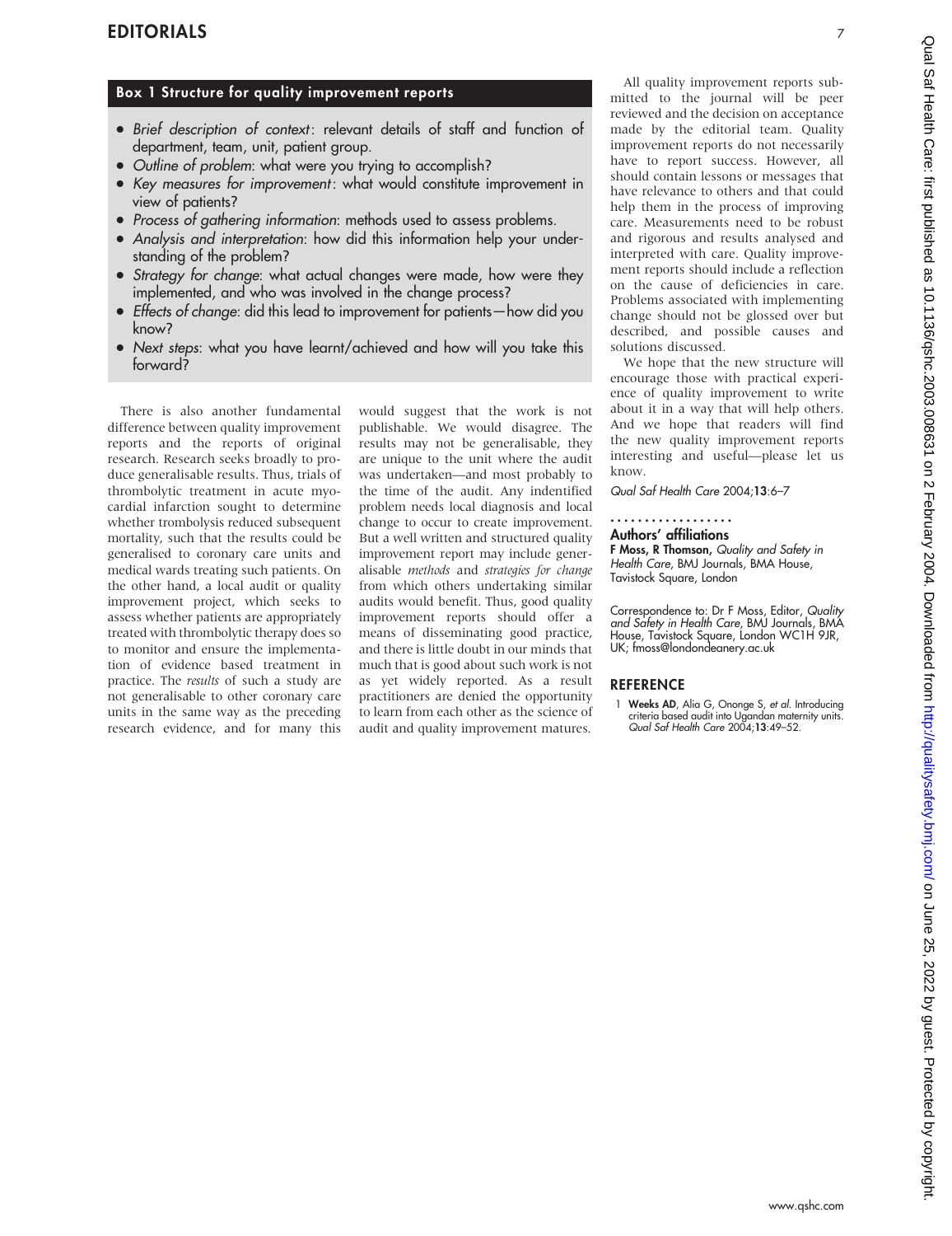## Box 1 Structure for quality improvement reports

- *Brief description of context*: relevant details of staff and function of department, team, unit, patient group.
- *Outline of problem*: what were you trying to accomplish?
- *Key measures for improvement*: what would constitute improvement in view of patients?
- *Process of gathering information*: methods used to assess problems.
- *Analysis and interpretation*: how did this information help your understanding of the problem?
- *Strategy for change*: what actual changes were made, how were they implemented, and who was involved in the change process?
- *Effects of change*: did this lead to improvement for patients—how did you know?
- *Next steps*: what you have learnt/achieved and how will you take this forward?

There is also another fundamental difference between quality improvement reports and the reports of original research. Research seeks broadly to produce generalisable results. Thus, trials of thrombolytic treatment in acute myocardial infarction sought to determine whether trombolysis reduced subsequent mortality, such that the results could be generalised to coronary care units and medical wards treating such patients. On the other hand, a local audit or quality improvement project, which seeks to assess whether patients are appropriately treated with thrombolytic therapy does so to monitor and ensure the implementation of evidence based treatment in practice. The *results* of such a study are not generalisable to other coronary care units in the same way as the preceding research evidence, and for many this would suggest that the work is not publishable. We would disagree. The results may not be generalisable, they are unique to the unit where the audit was undertaken—and most probably to the time of the audit. Any indentified problem needs local diagnosis and local change to occur to create improvement. But a well written and structured quality improvement report may include generalisable *methods* and *strategies for change* from which others undertaking similar audits would benefit. Thus, good quality improvement reports should offer a means of disseminating good practice, and there is little doubt in our minds that much that is good about such work is not as yet widely reported. As a result practitioners are denied the opportunity to learn from each other as the science of audit and quality improvement matures.

All quality improvement reports submitted to the journal will be peer reviewed and the decision on acceptance made by the editorial team. Quality improvement reports do not necessarily have to report success. However, all should contain lessons or messages that have relevance to others and that could help them in the process of improving care. Measurements need to be robust and rigorous and results analysed and interpreted with care. Quality improvement reports should include a reflection on the cause of deficiencies in care. Problems associated with implementing change should not be glossed over but described, and possible causes and solutions discussed.

We hope that the new structure will encourage those with practical experience of quality improvement to write about it in a way that will help others. And we hope that readers will find the new quality improvement reports interesting and useful—please let us know.

*Qual Saf Health Care* 2004;**13**:6–7

### Authors' affiliations

**F Moss, R Thomson,** *Quality and Safety in Health Care*, BMJ Journals, BMA House, Tavistock Square, London

Correspondence to: Dr F Moss, Editor, *Quality and Safety in Health Care*, BMJ Journals, BMA House, Tavistock Square, London WC1H 9JR, UK; fmoss@londondeanery.ac.uk

## REFERENCE

1 **Weeks AD**, Alia G, Ononge S, *et al*. Introducing criteria based audit into Ugandan maternity units. *Qual Saf Health Care* 2004;**13**:49–52.